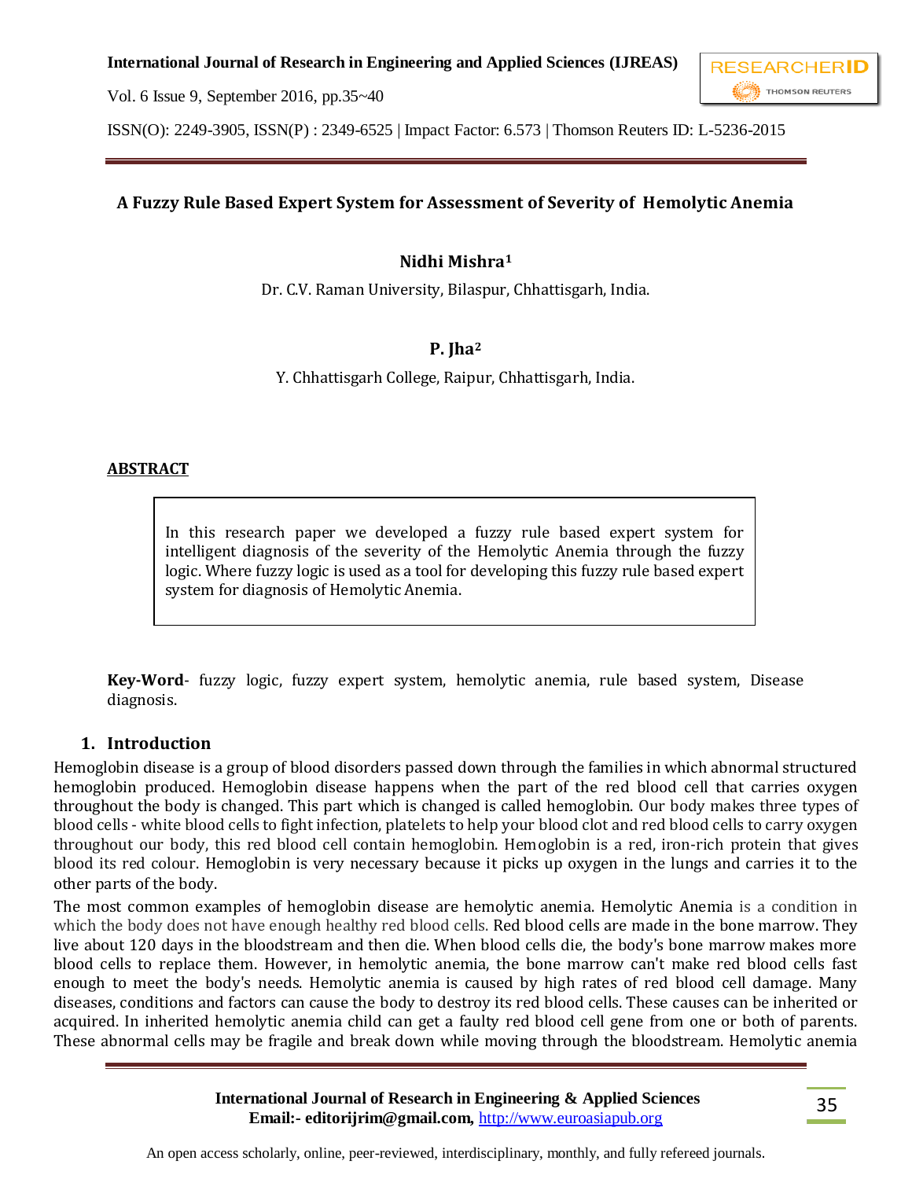# A Fuzzy Rule Based Expert System for Assessment of Severity of Hemolytic Anemia

**Nidhi Mishra[1]**

Dr. C.V. Raman University, Bilaspur, Chhattisgarh, India.

**P. Jha[2]**

Y. Chhattisgarh College, Raipur, Chhattisgarh, India.

## ABSTRACT

In this research paper we developed a fuzzy rule based expert system for intelligent diagnosis of the severity of the Hemolytic Anemia through the fuzzy logic. Where fuzzy logic is used as a tool for developing this fuzzy rule based expert system for diagnosis of Hemolytic Anemia.

**Key-Word**- fuzzy logic, fuzzy expert system, hemolytic anemia, rule based system, Disease diagnosis.

## 1. Introduction

Hemoglobin disease is a group of blood disorders passed down through the families in which abnormal structured hemoglobin produced. Hemoglobin disease happens when the part of the red blood cell that carries oxygen throughout the body is changed. This part which is changed is called hemoglobin. Our body makes three types of blood cells - white blood cells to fight infection, platelets to help your blood clot and red blood cells to carry oxygen throughout our body, this red blood cell contain hemoglobin. Hemoglobin is a red, iron-rich protein that gives blood its red colour. Hemoglobin is very necessary because it picks up oxygen in the lungs and carries it to the other parts of the body.

The most common examples of hemoglobin disease are hemolytic anemia. Hemolytic Anemia is a condition in which the body does not have enough healthy red blood cells. Red blood cells are made in the bone marrow. They live about 120 days in the bloodstream and then die. When blood cells die, the body's bone marrow makes more blood cells to replace them. However, in hemolytic anemia, the bone marrow can't make red blood cells fast enough to meet the body's needs. Hemolytic anemia is caused by high rates of red blood cell damage. Many diseases, conditions and factors can cause the body to destroy its red blood cells. These causes can be inherited or acquired. In inherited hemolytic anemia child can get a faulty red blood cell gene from one or both of parents. These abnormal cells may be fragile and break down while moving through the bloodstream. Hemolytic anemia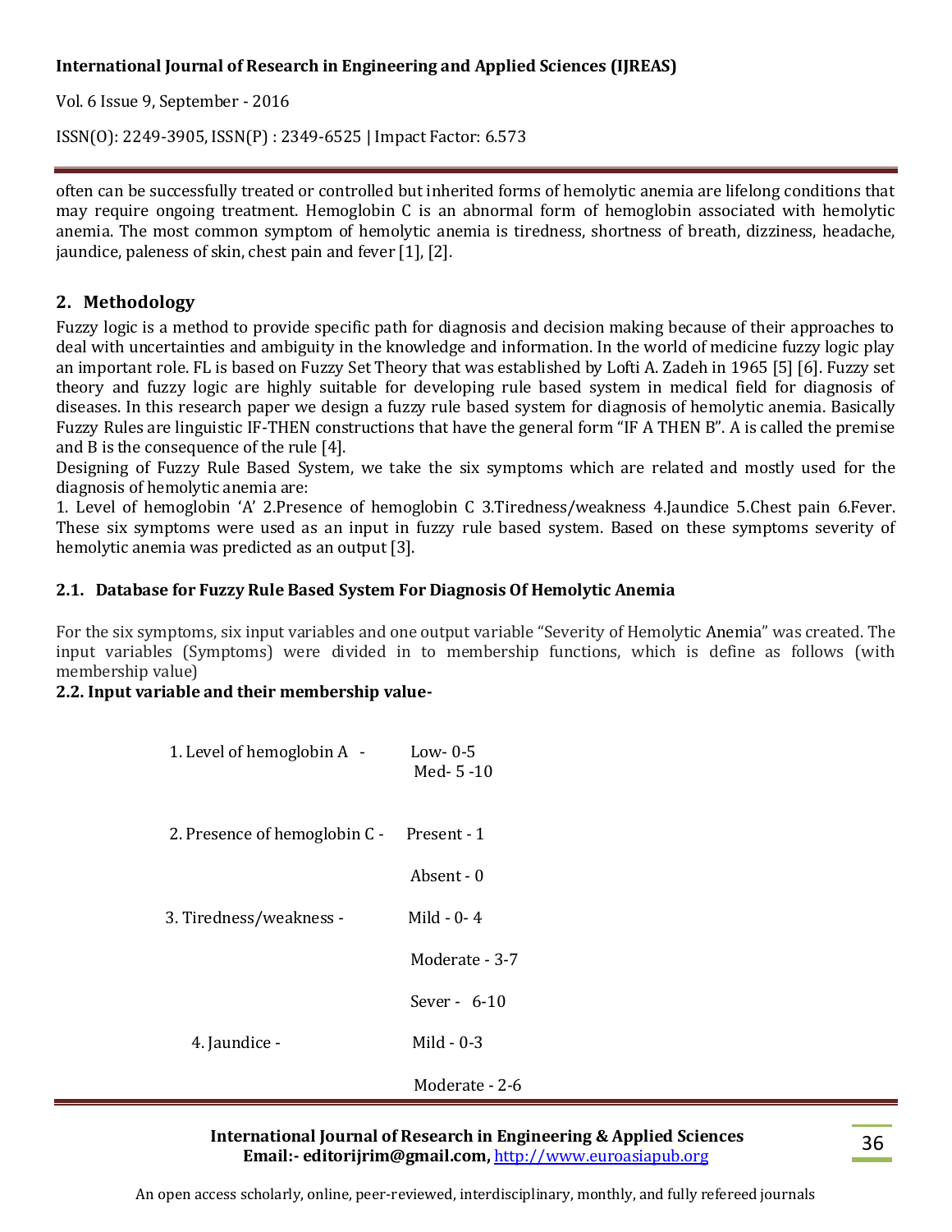often can be successfully treated or controlled but inherited forms of hemolytic anemia are lifelong conditions that may require ongoing treatment. Hemoglobin C is an abnormal form of hemoglobin associated with hemolytic anemia. The most common symptom of hemolytic anemia is tiredness, shortness of breath, dizziness, headache, jaundice, paleness of skin, chest pain and fever [1], [2].

## 2. Methodology

Fuzzy logic is a method to provide specific path for diagnosis and decision making because of their approaches to deal with uncertainties and ambiguity in the knowledge and information. In the world of medicine fuzzy logic play an important role. FL is based on Fuzzy Set Theory that was established by Lofti A. Zadeh in 1965 [5] [6]. Fuzzy set theory and fuzzy logic are highly suitable for developing rule based system in medical field for diagnosis of diseases. In this research paper we design a fuzzy rule based system for diagnosis of hemolytic anemia. Basically Fuzzy Rules are linguistic IF-THEN constructions that have the general form "IF A THEN B". A is called the premise and B is the consequence of the rule [4].

Designing of Fuzzy Rule Based System, we take the six symptoms which are related and mostly used for the diagnosis of hemolytic anemia are:

1. Level of hemoglobin 'A' 2.Presence of hemoglobin C 3.Tiredness/weakness 4.Jaundice 5.Chest pain 6.Fever. These six symptoms were used as an input in fuzzy rule based system. Based on these symptoms severity of hemolytic anemia was predicted as an output [3].

### 2.1. Database for Fuzzy Rule Based System For Diagnosis Of Hemolytic Anemia

For the six symptoms, six input variables and one output variable "Severity of Hemolytic Anemia" was created. The input variables (Symptoms) were divided in to membership functions, which is define as follows (with membership value)

### 2.2. Input variable and their membership value-

1. Level of hemoglobin A - Low- 0-5
   Med- 5 -10

2. Presence of hemoglobin C - Present - 1
   Absent - 0

3. Tiredness/weakness - Mild - 0- 4
   Moderate - 3-7
   Sever - 6-10

4. Jaundice - Mild - 0-3
   Moderate - 2-6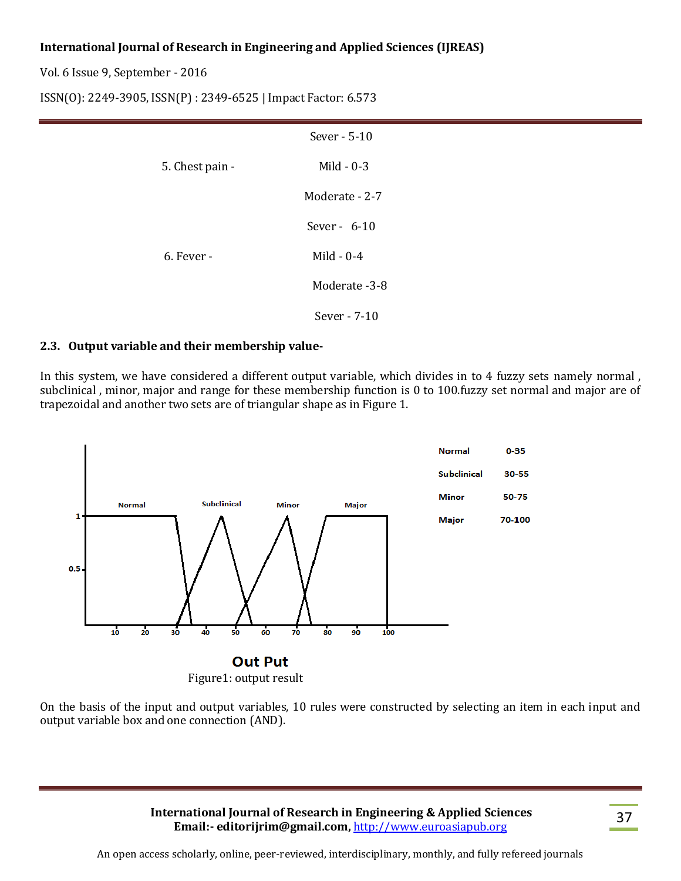Sever - 5-10

5. Chest pain - Mild - 0-3

Moderate - 2-7

Sever - 6-10

6. Fever - Mild - 0-4

Moderate -3-8

Sever - 7-10

### 2.3. Output variable and their membership value-

In this system, we have considered a different output variable, which divides in to 4 fuzzy sets namely normal , subclinical , minor, major and range for these membership function is 0 to 100.fuzzy set normal and major are of trapezoidal and another two sets are of triangular shape as in Figure 1.

| | |
|---|---|
| Normal | 0-35 |
| Subclinical | 30-55 |
| Minor | 50-75 |
| Major | 70-100 |

Out Put

Figure1: output result

On the basis of the input and output variables, 10 rules were constructed by selecting an item in each input and output variable box and one connection (AND).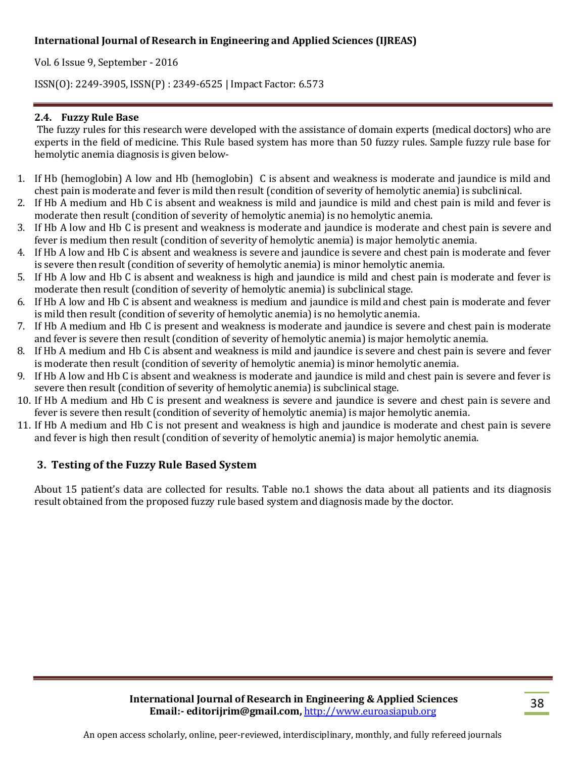### 2.4. Fuzzy Rule Base

The fuzzy rules for this research were developed with the assistance of domain experts (medical doctors) who are experts in the field of medicine. This Rule based system has more than 50 fuzzy rules. Sample fuzzy rule base for hemolytic anemia diagnosis is given below-

1. If Hb (hemoglobin) A low and Hb (hemoglobin) C is absent and weakness is moderate and jaundice is mild and chest pain is moderate and fever is mild then result (condition of severity of hemolytic anemia) is subclinical.
2. If Hb A medium and Hb C is absent and weakness is mild and jaundice is mild and chest pain is mild and fever is moderate then result (condition of severity of hemolytic anemia) is no hemolytic anemia.
3. If Hb A low and Hb C is present and weakness is moderate and jaundice is moderate and chest pain is severe and fever is medium then result (condition of severity of hemolytic anemia) is major hemolytic anemia.
4. If Hb A low and Hb C is absent and weakness is severe and jaundice is severe and chest pain is moderate and fever is severe then result (condition of severity of hemolytic anemia) is minor hemolytic anemia.
5. If Hb A low and Hb C is absent and weakness is high and jaundice is mild and chest pain is moderate and fever is moderate then result (condition of severity of hemolytic anemia) is subclinical stage.
6. If Hb A low and Hb C is absent and weakness is medium and jaundice is mild and chest pain is moderate and fever is mild then result (condition of severity of hemolytic anemia) is no hemolytic anemia.
7. If Hb A medium and Hb C is present and weakness is moderate and jaundice is severe and chest pain is moderate and fever is severe then result (condition of severity of hemolytic anemia) is major hemolytic anemia.
8. If Hb A medium and Hb C is absent and weakness is mild and jaundice is severe and chest pain is severe and fever is moderate then result (condition of severity of hemolytic anemia) is minor hemolytic anemia.
9. If Hb A low and Hb C is absent and weakness is moderate and jaundice is mild and chest pain is severe and fever is severe then result (condition of severity of hemolytic anemia) is subclinical stage.
10. If Hb A medium and Hb C is present and weakness is severe and jaundice is severe and chest pain is severe and fever is severe then result (condition of severity of hemolytic anemia) is major hemolytic anemia.
11. If Hb A medium and Hb C is not present and weakness is high and jaundice is moderate and chest pain is severe and fever is high then result (condition of severity of hemolytic anemia) is major hemolytic anemia.

## 3. Testing of the Fuzzy Rule Based System

About 15 patient's data are collected for results. Table no.1 shows the data about all patients and its diagnosis result obtained from the proposed fuzzy rule based system and diagnosis made by the doctor.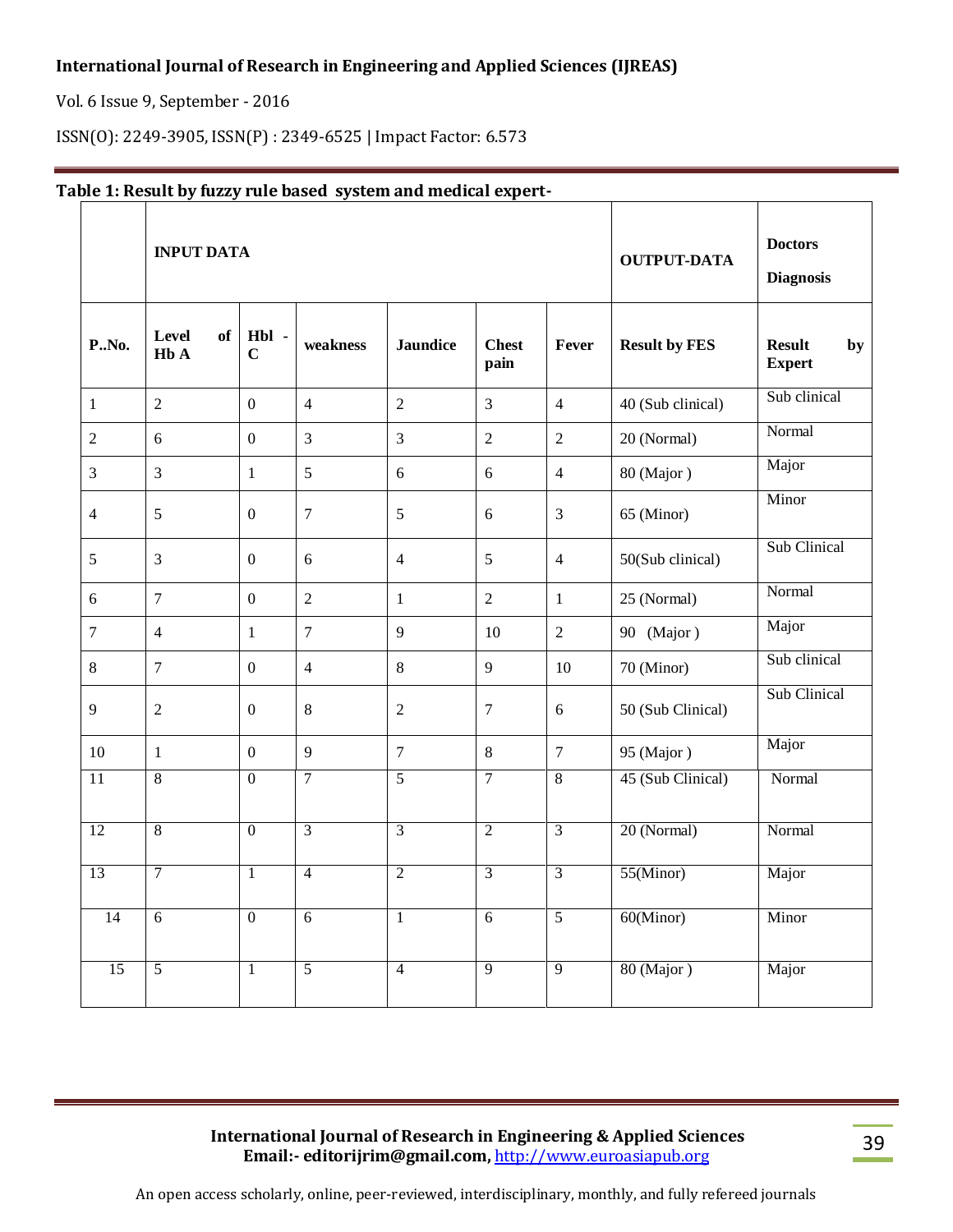**Table 1: Result by fuzzy rule based system and medical expert-**

| | INPUT DATA | | | | | | OUTPUT-DATA | Doctors Diagnosis |
|---|---|---|---|---|---|---|---|---|
| P..No. | Level of Hb A | Hbl - C | weakness | Jaundice | Chest pain | Fever | Result by FES | Result by Expert |
| 1 | 2 | 0 | 4 | 2 | 3 | 4 | 40 (Sub clinical) | Sub clinical |
| 2 | 6 | 0 | 3 | 3 | 2 | 2 | 20 (Normal) | Normal |
| 3 | 3 | 1 | 5 | 6 | 6 | 4 | 80 (Major ) | Major |
| 4 | 5 | 0 | 7 | 5 | 6 | 3 | 65 (Minor) | Minor |
| 5 | 3 | 0 | 6 | 4 | 5 | 4 | 50(Sub clinical) | Sub Clinical |
| 6 | 7 | 0 | 2 | 1 | 2 | 1 | 25 (Normal) | Normal |
| 7 | 4 | 1 | 7 | 9 | 10 | 2 | 90 (Major ) | Major |
| 8 | 7 | 0 | 4 | 8 | 9 | 10 | 70 (Minor) | Sub clinical |
| 9 | 2 | 0 | 8 | 2 | 7 | 6 | 50 (Sub Clinical) | Sub Clinical |
| 10 | 1 | 0 | 9 | 7 | 8 | 7 | 95 (Major ) | Major |
| 11 | 8 | 0 | 7 | 5 | 7 | 8 | 45 (Sub Clinical) | Normal |
| 12 | 8 | 0 | 3 | 3 | 2 | 3 | 20 (Normal) | Normal |
| 13 | 7 | 1 | 4 | 2 | 3 | 3 | 55(Minor) | Major |
| 14 | 6 | 0 | 6 | 1 | 6 | 5 | 60(Minor) | Minor |
| 15 | 5 | 1 | 5 | 4 | 9 | 9 | 80 (Major ) | Major |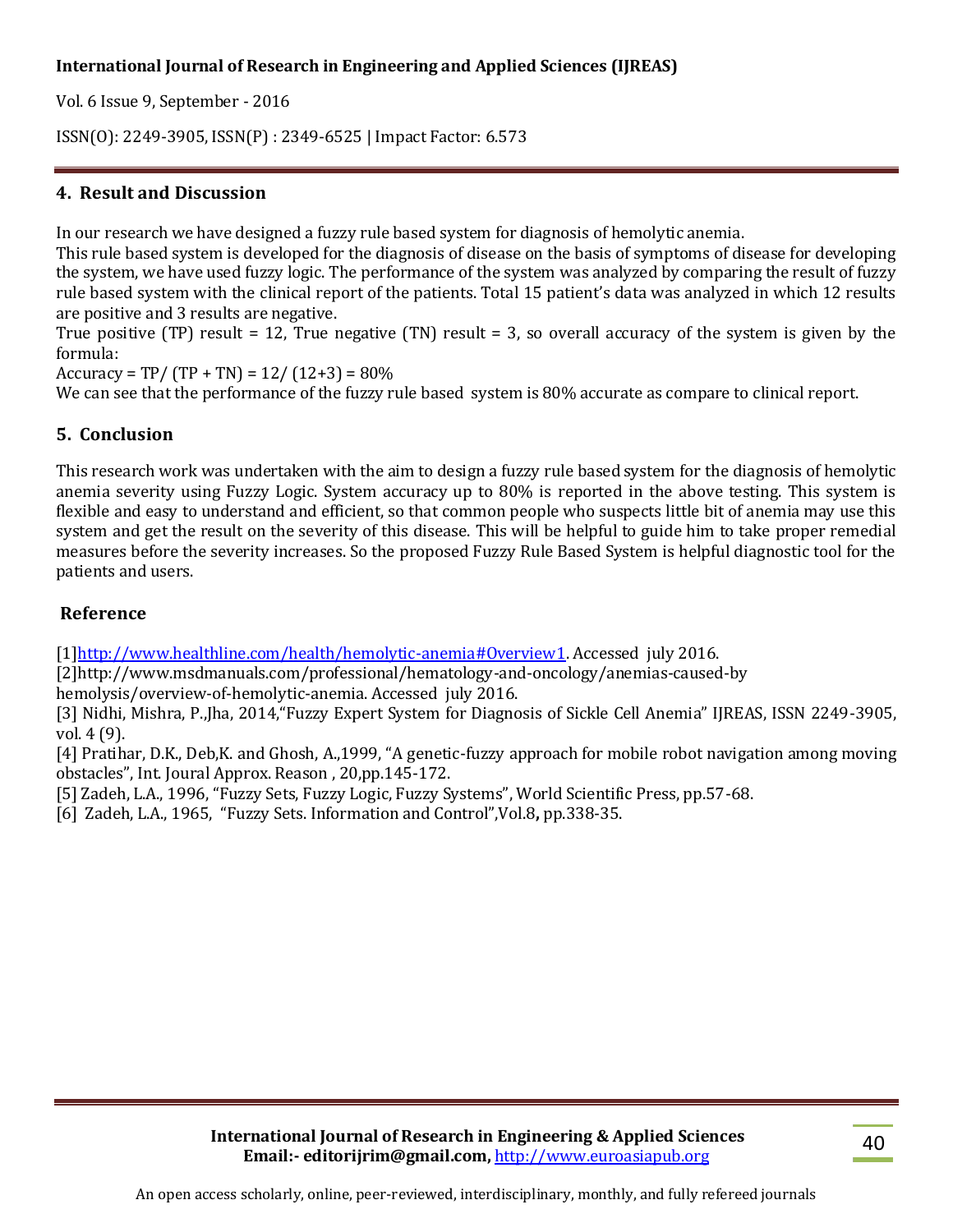## 4. Result and Discussion

In our research we have designed a fuzzy rule based system for diagnosis of hemolytic anemia.
This rule based system is developed for the diagnosis of disease on the basis of symptoms of disease for developing the system, we have used fuzzy logic. The performance of the system was analyzed by comparing the result of fuzzy rule based system with the clinical report of the patients. Total 15 patient's data was analyzed in which 12 results are positive and 3 results are negative.
True positive (TP) result = 12, True negative (TN) result = 3, so overall accuracy of the system is given by the formula:
Accuracy = TP/ (TP + TN) = 12/ (12+3) = 80%
We can see that the performance of the fuzzy rule based system is 80% accurate as compare to clinical report.

## 5. Conclusion

This research work was undertaken with the aim to design a fuzzy rule based system for the diagnosis of hemolytic anemia severity using Fuzzy Logic. System accuracy up to 80% is reported in the above testing. This system is flexible and easy to understand and efficient, so that common people who suspects little bit of anemia may use this system and get the result on the severity of this disease. This will be helpful to guide him to take proper remedial measures before the severity increases. So the proposed Fuzzy Rule Based System is helpful diagnostic tool for the patients and users.

## Reference

[1]http://www.healthline.com/health/hemolytic-anemia#Overview1. Accessed july 2016.
[2]http://www.msdmanuals.com/professional/hematology-and-oncology/anemias-caused-by hemolysis/overview-of-hemolytic-anemia. Accessed july 2016.
[3] Nidhi, Mishra, P.,Jha, 2014,"Fuzzy Expert System for Diagnosis of Sickle Cell Anemia" IJREAS, ISSN 2249-3905, vol. 4 (9).
[4] Pratihar, D.K., Deb,K. and Ghosh, A.,1999, "A genetic-fuzzy approach for mobile robot navigation among moving obstacles", Int. Joural Approx. Reason , 20,pp.145-172.
[5] Zadeh, L.A., 1996, "Fuzzy Sets, Fuzzy Logic, Fuzzy Systems", World Scientific Press, pp.57-68.
[6] Zadeh, L.A., 1965, "Fuzzy Sets. Information and Control",Vol.8**,** pp.338-35.